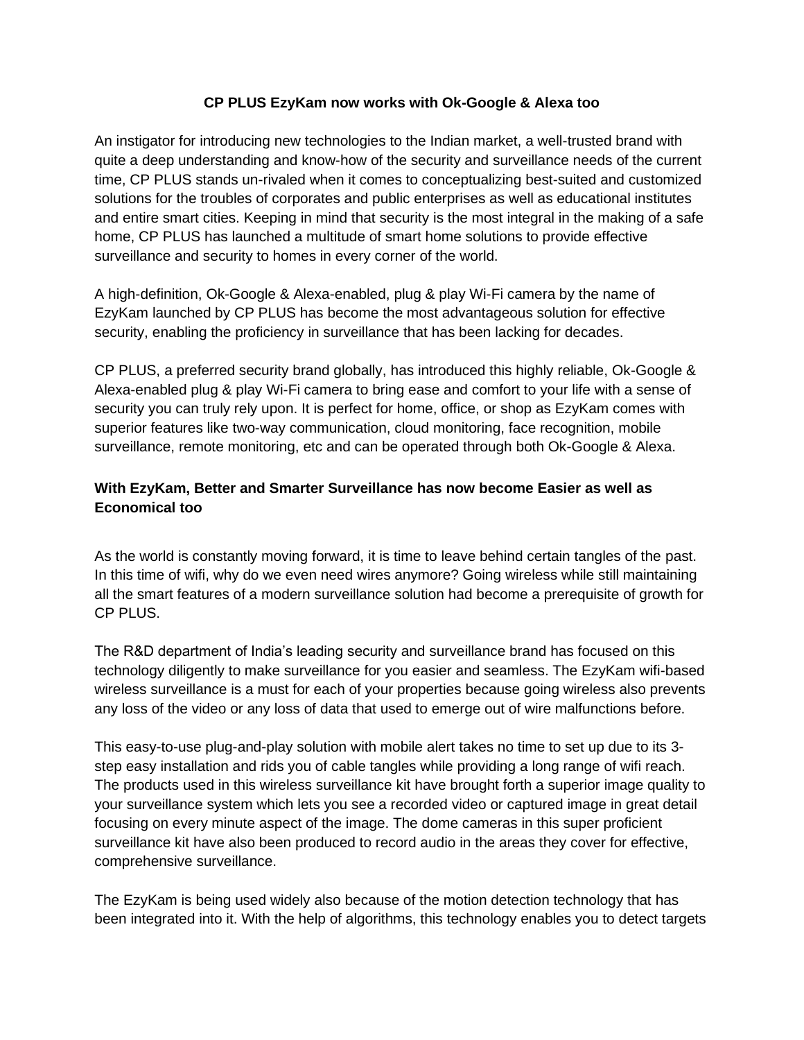# CP PLUS EzyKam now works with Ok-Google & Alexa too

An instigator for introducing new technologies to the Indian market, a well-trusted brand with quite a deep understanding and know-how of the security and surveillance needs of the current time, CP PLUS stands un-rivaled when it comes to conceptualizing best-suited and customized solutions for the troubles of corporates and public enterprises as well as educational institutes and entire smart cities. Keeping in mind that security is the most integral in the making of a safe home, CP PLUS has launched a multitude of smart home solutions to provide effective surveillance and security to homes in every corner of the world.

A high-definition, Ok-Google & Alexa-enabled, plug & play Wi-Fi camera by the name of EzyKam launched by CP PLUS has become the most advantageous solution for effective security, enabling the proficiency in surveillance that has been lacking for decades.

CP PLUS, a preferred security brand globally, has introduced this highly reliable, Ok-Google & Alexa-enabled plug & play Wi-Fi camera to bring ease and comfort to your life with a sense of security you can truly rely upon. It is perfect for home, office, or shop as EzyKam comes with superior features like two-way communication, cloud monitoring, face recognition, mobile surveillance, remote monitoring, etc and can be operated through both Ok-Google & Alexa.

## With EzyKam, Better and Smarter Surveillance has now become Easier as well as Economical too

As the world is constantly moving forward, it is time to leave behind certain tangles of the past. In this time of wifi, why do we even need wires anymore? Going wireless while still maintaining all the smart features of a modern surveillance solution had become a prerequisite of growth for CP PLUS.

The R&D department of India's leading security and surveillance brand has focused on this technology diligently to make surveillance for you easier and seamless. The EzyKam wifi-based wireless surveillance is a must for each of your properties because going wireless also prevents any loss of the video or any loss of data that used to emerge out of wire malfunctions before.

This easy-to-use plug-and-play solution with mobile alert takes no time to set up due to its 3-step easy installation and rids you of cable tangles while providing a long range of wifi reach. The products used in this wireless surveillance kit have brought forth a superior image quality to your surveillance system which lets you see a recorded video or captured image in great detail focusing on every minute aspect of the image. The dome cameras in this super proficient surveillance kit have also been produced to record audio in the areas they cover for effective, comprehensive surveillance.

The EzyKam is being used widely also because of the motion detection technology that has been integrated into it. With the help of algorithms, this technology enables you to detect targets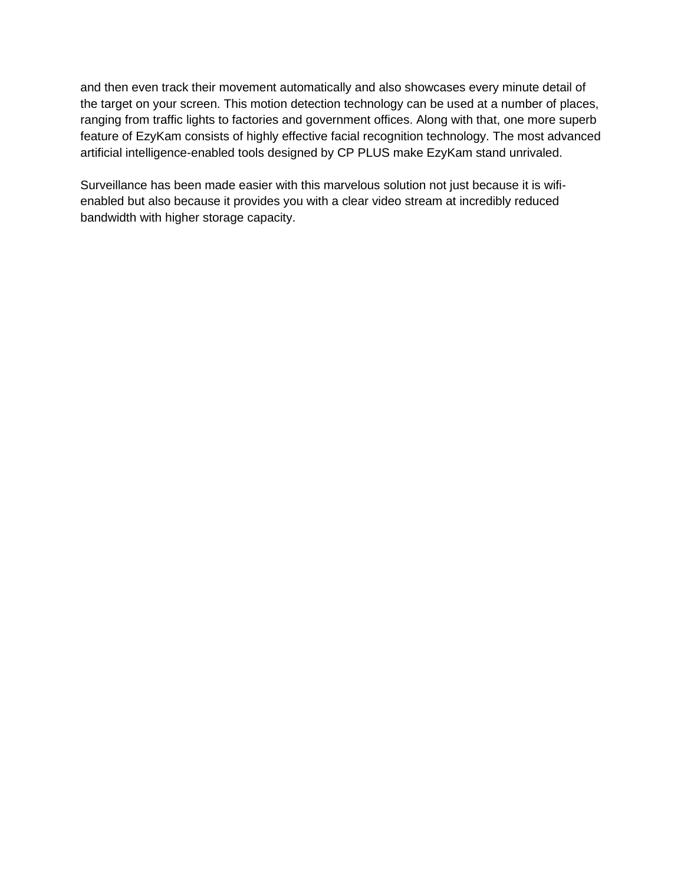and then even track their movement automatically and also showcases every minute detail of the target on your screen. This motion detection technology can be used at a number of places, ranging from traffic lights to factories and government offices. Along with that, one more superb feature of EzyKam consists of highly effective facial recognition technology. The most advanced artificial intelligence-enabled tools designed by CP PLUS make EzyKam stand unrivaled.

Surveillance has been made easier with this marvelous solution not just because it is wifi-enabled but also because it provides you with a clear video stream at incredibly reduced bandwidth with higher storage capacity.